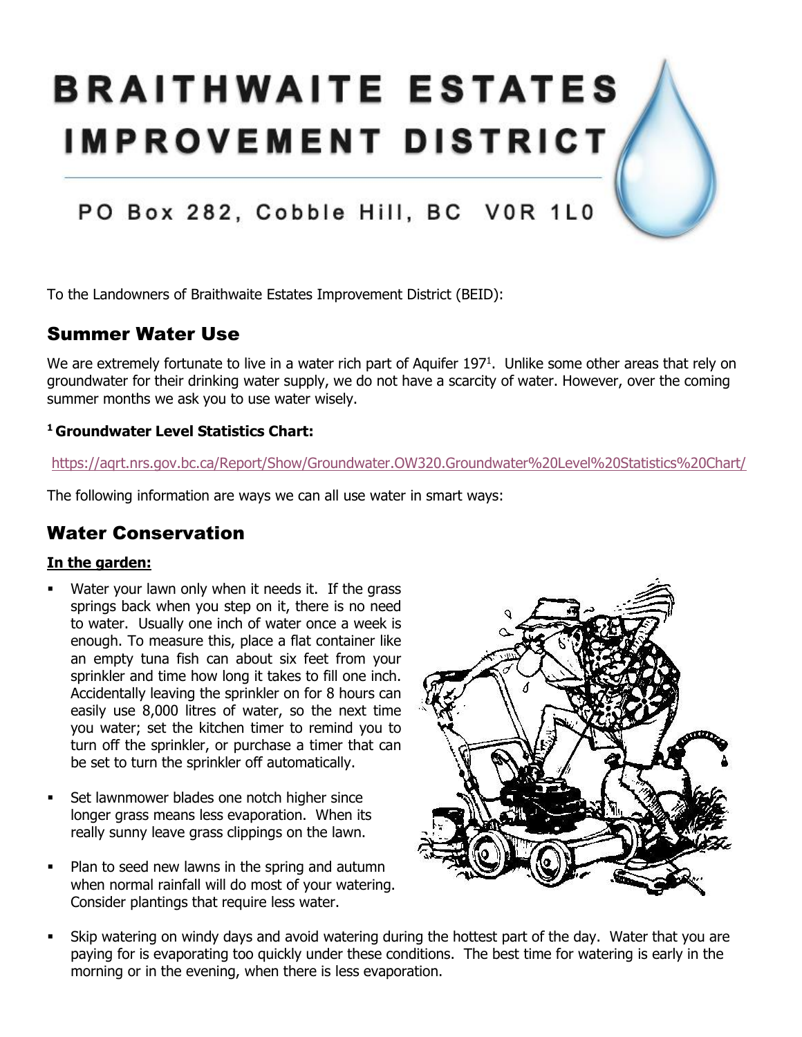# BRAITHWAITE ESTATES IMPROVEMENT DISTRICT

PO Box 282, Cobble Hill, BC V0R 1L0

To the Landowners of Braithwaite Estates Improvement District (BEID):

## Summer Water Use

We are extremely fortunate to live in a water rich part of Aquifer 197[1]. Unlike some other areas that rely on groundwater for their drinking water supply, we do not have a scarcity of water. However, over the coming summer months we ask you to use water wisely.

**[1] Groundwater Level Statistics Chart:**

https://aqrt.nrs.gov.bc.ca/Report/Show/Groundwater.OW320.Groundwater%20Level%20Statistics%20Chart/

The following information are ways we can all use water in smart ways:

## Water Conservation

**In the garden:**

- Water your lawn only when it needs it. If the grass springs back when you step on it, there is no need to water. Usually one inch of water once a week is enough. To measure this, place a flat container like an empty tuna fish can about six feet from your sprinkler and time how long it takes to fill one inch. Accidentally leaving the sprinkler on for 8 hours can easily use 8,000 litres of water, so the next time you water; set the kitchen timer to remind you to turn off the sprinkler, or purchase a timer that can be set to turn the sprinkler off automatically.
- Set lawnmower blades one notch higher since longer grass means less evaporation. When its really sunny leave grass clippings on the lawn.
- Plan to seed new lawns in the spring and autumn when normal rainfall will do most of your watering. Consider plantings that require less water.
- Skip watering on windy days and avoid watering during the hottest part of the day. Water that you are paying for is evaporating too quickly under these conditions. The best time for watering is early in the morning or in the evening, when there is less evaporation.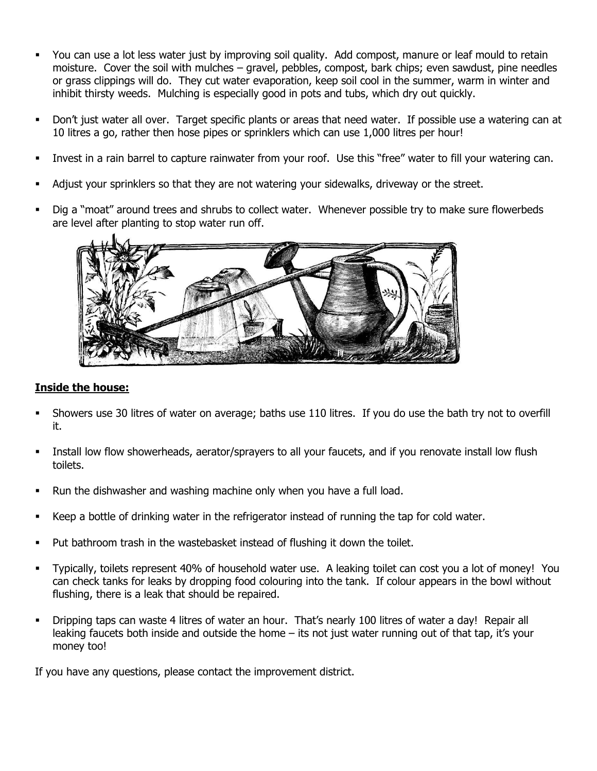- You can use a lot less water just by improving soil quality. Add compost, manure or leaf mould to retain moisture. Cover the soil with mulches – gravel, pebbles, compost, bark chips; even sawdust, pine needles or grass clippings will do. They cut water evaporation, keep soil cool in the summer, warm in winter and inhibit thirsty weeds. Mulching is especially good in pots and tubs, which dry out quickly.
- Don't just water all over. Target specific plants or areas that need water. If possible use a watering can at 10 litres a go, rather then hose pipes or sprinklers which can use 1,000 litres per hour!
- Invest in a rain barrel to capture rainwater from your roof. Use this "free" water to fill your watering can.
- Adjust your sprinklers so that they are not watering your sidewalks, driveway or the street.
- Dig a "moat" around trees and shrubs to collect water. Whenever possible try to make sure flowerbeds are level after planting to stop water run off.

**Inside the house:**

- Showers use 30 litres of water on average; baths use 110 litres. If you do use the bath try not to overfill it.
- Install low flow showerheads, aerator/sprayers to all your faucets, and if you renovate install low flush toilets.
- Run the dishwasher and washing machine only when you have a full load.
- Keep a bottle of drinking water in the refrigerator instead of running the tap for cold water.
- Put bathroom trash in the wastebasket instead of flushing it down the toilet.
- Typically, toilets represent 40% of household water use. A leaking toilet can cost you a lot of money! You can check tanks for leaks by dropping food colouring into the tank. If colour appears in the bowl without flushing, there is a leak that should be repaired.
- Dripping taps can waste 4 litres of water an hour. That's nearly 100 litres of water a day! Repair all leaking faucets both inside and outside the home – its not just water running out of that tap, it's your money too!

If you have any questions, please contact the improvement district.